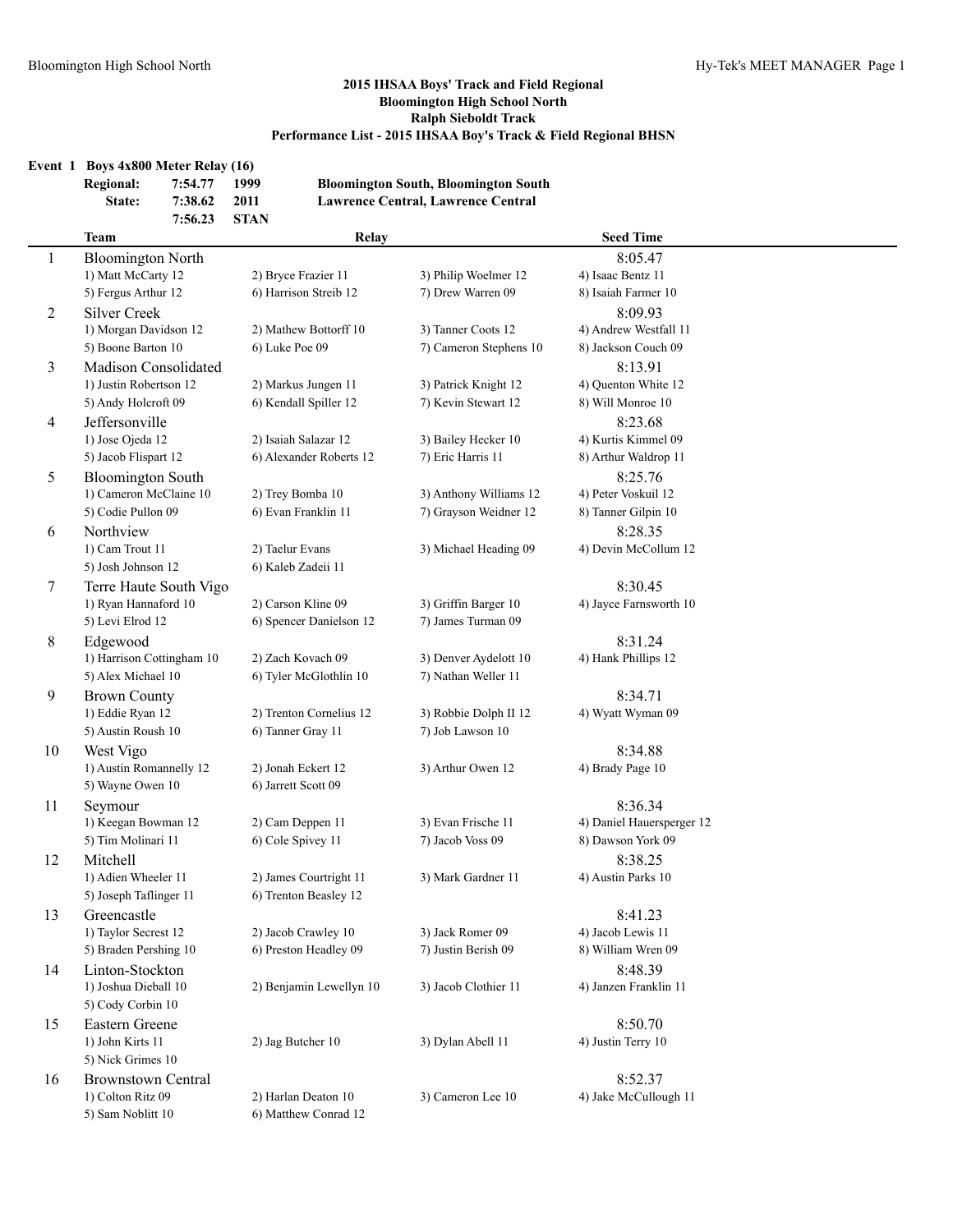## 2015 IHSAA Boys' Track and Field Regional
## Bloomington High School North
## Ralph Sieboldt Track
## Performance List - 2015 IHSAA Boy's Track & Field Regional BHSN

### Event 1 Boys 4x800 Meter Relay (16)

| | | | |
|---|---|---|---|
| Regional: | 7:54.77 | 1999 | Bloomington South, Bloomington South |
| State: | 7:38.62 | 2011 | Lawrence Central, Lawrence Central |
| | 7:56.23 | STAN | |

| | Team | Relay | | | Seed Time |
|---|---|---|---|---|---|
| 1 | Bloomington North | | | | 8:05.47 |
| | 1) Matt McCarty 12 | 2) Bryce Frazier 11 | 3) Philip Woelmer 12 | 4) Isaac Bentz 11 | |
| | 5) Fergus Arthur 12 | 6) Harrison Streib 12 | 7) Drew Warren 09 | 8) Isaiah Farmer 10 | |
| 2 | Silver Creek | | | | 8:09.93 |
| | 1) Morgan Davidson 12 | 2) Mathew Bottorff 10 | 3) Tanner Coots 12 | 4) Andrew Westfall 11 | |
| | 5) Boone Barton 10 | 6) Luke Poe 09 | 7) Cameron Stephens 10 | 8) Jackson Couch 09 | |
| 3 | Madison Consolidated | | | | 8:13.91 |
| | 1) Justin Robertson 12 | 2) Markus Jungen 11 | 3) Patrick Knight 12 | 4) Quenton White 12 | |
| | 5) Andy Holcroft 09 | 6) Kendall Spiller 12 | 7) Kevin Stewart 12 | 8) Will Monroe 10 | |
| 4 | Jeffersonville | | | | 8:23.68 |
| | 1) Jose Ojeda 12 | 2) Isaiah Salazar 12 | 3) Bailey Hecker 10 | 4) Kurtis Kimmel 09 | |
| | 5) Jacob Flispart 12 | 6) Alexander Roberts 12 | 7) Eric Harris 11 | 8) Arthur Waldrop 11 | |
| 5 | Bloomington South | | | | 8:25.76 |
| | 1) Cameron McClaine 10 | 2) Trey Bomba 10 | 3) Anthony Williams 12 | 4) Peter Voskuil 12 | |
| | 5) Codie Pullon 09 | 6) Evan Franklin 11 | 7) Grayson Weidner 12 | 8) Tanner Gilpin 10 | |
| 6 | Northview | | | | 8:28.35 |
| | 1) Cam Trout 11 | 2) Taelur Evans | 3) Michael Heading 09 | 4) Devin McCollum 12 | |
| | 5) Josh Johnson 12 | 6) Kaleb Zadeii 11 | | | |
| 7 | Terre Haute South Vigo | | | | 8:30.45 |
| | 1) Ryan Hannaford 10 | 2) Carson Kline 09 | 3) Griffin Barger 10 | 4) Jayce Farnsworth 10 | |
| | 5) Levi Elrod 12 | 6) Spencer Danielson 12 | 7) James Turman 09 | | |
| 8 | Edgewood | | | | 8:31.24 |
| | 1) Harrison Cottingham 10 | 2) Zach Kovach 09 | 3) Denver Aydelott 10 | 4) Hank Phillips 12 | |
| | 5) Alex Michael 10 | 6) Tyler McGlothlin 10 | 7) Nathan Weller 11 | | |
| 9 | Brown County | | | | 8:34.71 |
| | 1) Eddie Ryan 12 | 2) Trenton Cornelius 12 | 3) Robbie Dolph II 12 | 4) Wyatt Wyman 09 | |
| | 5) Austin Roush 10 | 6) Tanner Gray 11 | 7) Job Lawson 10 | | |
| 10 | West Vigo | | | | 8:34.88 |
| | 1) Austin Romannelly 12 | 2) Jonah Eckert 12 | 3) Arthur Owen 12 | 4) Brady Page 10 | |
| | 5) Wayne Owen 10 | 6) Jarrett Scott 09 | | | |
| 11 | Seymour | | | | 8:36.34 |
| | 1) Keegan Bowman 12 | 2) Cam Deppen 11 | 3) Evan Frische 11 | 4) Daniel Hauersperger 12 | |
| | 5) Tim Molinari 11 | 6) Cole Spivey 11 | 7) Jacob Voss 09 | 8) Dawson York 09 | |
| 12 | Mitchell | | | | 8:38.25 |
| | 1) Adien Wheeler 11 | 2) James Courtright 11 | 3) Mark Gardner 11 | 4) Austin Parks 10 | |
| | 5) Joseph Taflinger 11 | 6) Trenton Beasley 12 | | | |
| 13 | Greencastle | | | | 8:41.23 |
| | 1) Taylor Secrest 12 | 2) Jacob Crawley 10 | 3) Jack Romer 09 | 4) Jacob Lewis 11 | |
| | 5) Braden Pershing 10 | 6) Preston Headley 09 | 7) Justin Berish 09 | 8) William Wren 09 | |
| 14 | Linton-Stockton | | | | 8:48.39 |
| | 1) Joshua Dieball 10 | 2) Benjamin Lewellyn 10 | 3) Jacob Clothier 11 | 4) Janzen Franklin 11 | |
| | 5) Cody Corbin 10 | | | | |
| 15 | Eastern Greene | | | | 8:50.70 |
| | 1) John Kirts 11 | 2) Jag Butcher 10 | 3) Dylan Abell 11 | 4) Justin Terry 10 | |
| | 5) Nick Grimes 10 | | | | |
| 16 | Brownstown Central | | | | 8:52.37 |
| | 1) Colton Ritz 09 | 2) Harlan Deaton 10 | 3) Cameron Lee 10 | 4) Jake McCullough 11 | |
| | 5) Sam Noblitt 10 | 6) Matthew Conrad 12 | | | |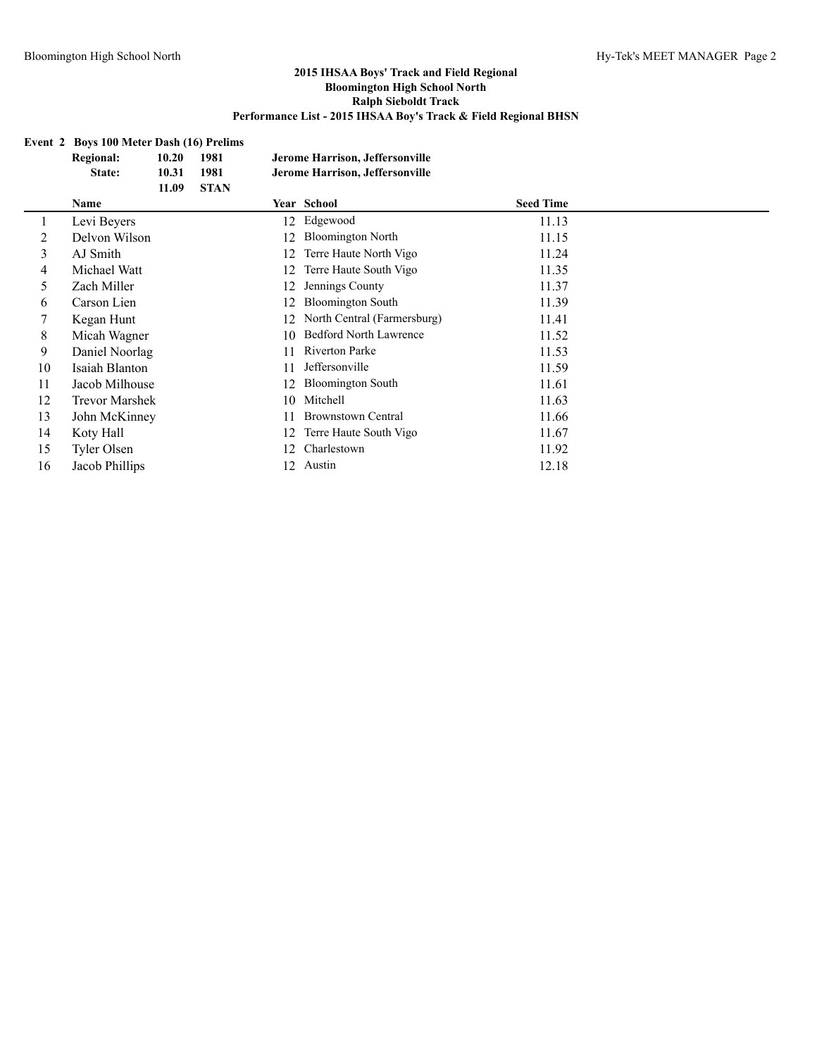## 2015 IHSAA Boys' Track and Field Regional
## Bloomington High School North
## Ralph Sieboldt Track
## Performance List - 2015 IHSAA Boy's Track & Field Regional BHSN

### Event 2 Boys 100 Meter Dash (16) Prelims

| | | | |
|---|---|---|---|
| **Regional:** | **10.20** | **1981** | **Jerome Harrison, Jeffersonville** |
| **State:** | **10.31** | **1981** | **Jerome Harrison, Jeffersonville** |
| | **11.09** | **STAN** | |

| | Name | Year | School | Seed Time |
|---|---|---|---|---|
| 1 | Levi Beyers | 12 | Edgewood | 11.13 |
| 2 | Delvon Wilson | 12 | Bloomington North | 11.15 |
| 3 | AJ Smith | 12 | Terre Haute North Vigo | 11.24 |
| 4 | Michael Watt | 12 | Terre Haute South Vigo | 11.35 |
| 5 | Zach Miller | 12 | Jennings County | 11.37 |
| 6 | Carson Lien | 12 | Bloomington South | 11.39 |
| 7 | Kegan Hunt | 12 | North Central (Farmersburg) | 11.41 |
| 8 | Micah Wagner | 10 | Bedford North Lawrence | 11.52 |
| 9 | Daniel Noorlag | 11 | Riverton Parke | 11.53 |
| 10 | Isaiah Blanton | 11 | Jeffersonville | 11.59 |
| 11 | Jacob Milhouse | 12 | Bloomington South | 11.61 |
| 12 | Trevor Marshek | 10 | Mitchell | 11.63 |
| 13 | John McKinney | 11 | Brownstown Central | 11.66 |
| 14 | Koty Hall | 12 | Terre Haute South Vigo | 11.67 |
| 15 | Tyler Olsen | 12 | Charlestown | 11.92 |
| 16 | Jacob Phillips | 12 | Austin | 12.18 |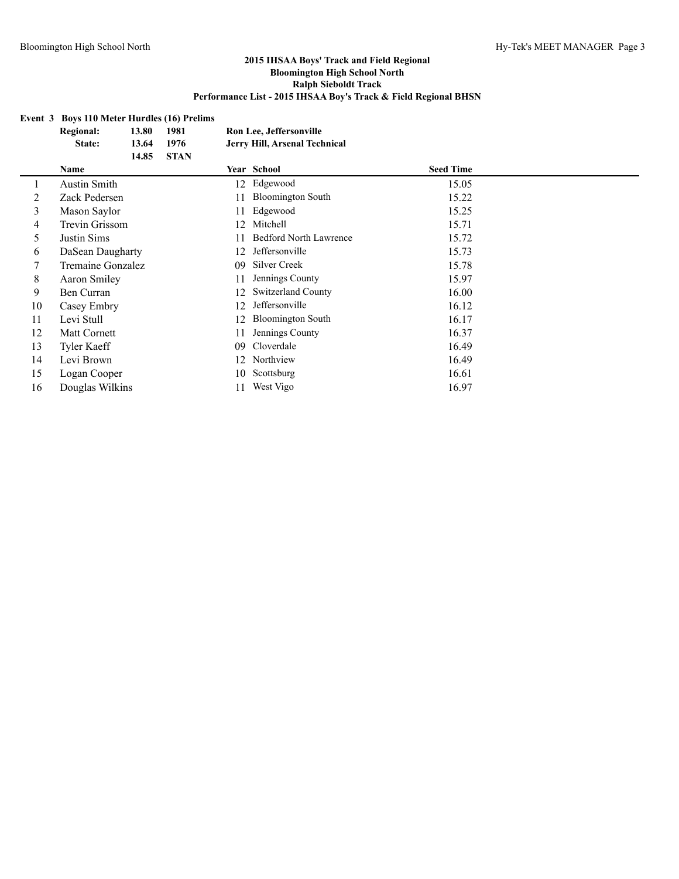## 2015 IHSAA Boys' Track and Field Regional
## Bloomington High School North
## Ralph Sieboldt Track
## Performance List - 2015 IHSAA Boy's Track & Field Regional BHSN

**Event 3 Boys 110 Meter Hurdles (16) Prelims**

| | | | |
|---|---|---|---|
| **Regional:** | **13.80** | **1981** | **Ron Lee, Jeffersonville** |
| **State:** | **13.64** | **1976** | **Jerry Hill, Arsenal Technical** |
| | **14.85** | **STAN** | |

| | Name | Year | School | Seed Time |
|---|---|---|---|---|
| 1 | Austin Smith | 12 | Edgewood | 15.05 |
| 2 | Zack Pedersen | 11 | Bloomington South | 15.22 |
| 3 | Mason Saylor | 11 | Edgewood | 15.25 |
| 4 | Trevin Grissom | 12 | Mitchell | 15.71 |
| 5 | Justin Sims | 11 | Bedford North Lawrence | 15.72 |
| 6 | DaSean Daugharty | 12 | Jeffersonville | 15.73 |
| 7 | Tremaine Gonzalez | 09 | Silver Creek | 15.78 |
| 8 | Aaron Smiley | 11 | Jennings County | 15.97 |
| 9 | Ben Curran | 12 | Switzerland County | 16.00 |
| 10 | Casey Embry | 12 | Jeffersonville | 16.12 |
| 11 | Levi Stull | 12 | Bloomington South | 16.17 |
| 12 | Matt Cornett | 11 | Jennings County | 16.37 |
| 13 | Tyler Kaeff | 09 | Cloverdale | 16.49 |
| 14 | Levi Brown | 12 | Northview | 16.49 |
| 15 | Logan Cooper | 10 | Scottsburg | 16.61 |
| 16 | Douglas Wilkins | 11 | West Vigo | 16.97 |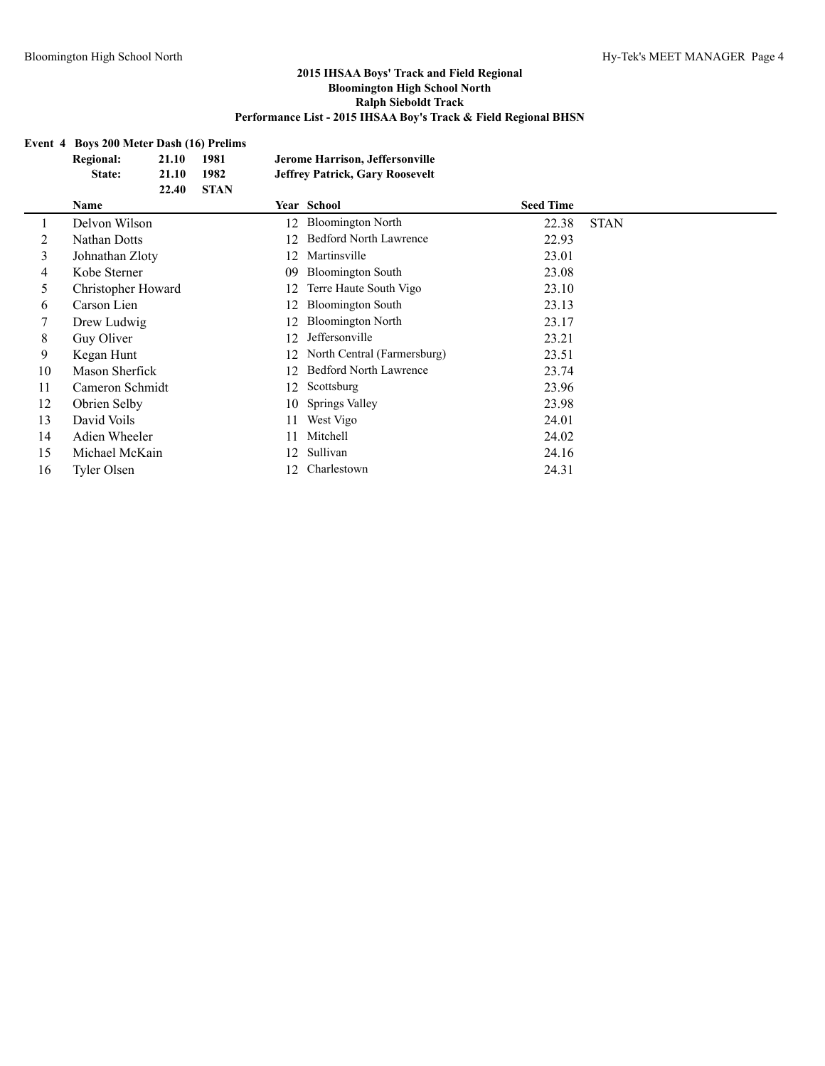## 2015 IHSAA Boys' Track and Field Regional
## Bloomington High School North
## Ralph Sieboldt Track
## Performance List - 2015 IHSAA Boy's Track & Field Regional BHSN

**Event 4 Boys 200 Meter Dash (16) Prelims**

| | | | |
|---|---|---|---|
| **Regional:** | **21.10** | **1981** | **Jerome Harrison, Jeffersonville** |
| **State:** | **21.10** | **1982** | **Jeffrey Patrick, Gary Roosevelt** |
| | **22.40** | **STAN** | |

| | Name | Year | School | Seed Time | |
|---|---|---|---|---|---|
| 1 | Delvon Wilson | 12 | Bloomington North | 22.38 | STAN |
| 2 | Nathan Dotts | 12 | Bedford North Lawrence | 22.93 | |
| 3 | Johnathan Zloty | 12 | Martinsville | 23.01 | |
| 4 | Kobe Sterner | 09 | Bloomington South | 23.08 | |
| 5 | Christopher Howard | 12 | Terre Haute South Vigo | 23.10 | |
| 6 | Carson Lien | 12 | Bloomington South | 23.13 | |
| 7 | Drew Ludwig | 12 | Bloomington North | 23.17 | |
| 8 | Guy Oliver | 12 | Jeffersonville | 23.21 | |
| 9 | Kegan Hunt | 12 | North Central (Farmersburg) | 23.51 | |
| 10 | Mason Sherfick | 12 | Bedford North Lawrence | 23.74 | |
| 11 | Cameron Schmidt | 12 | Scottsburg | 23.96 | |
| 12 | Obrien Selby | 10 | Springs Valley | 23.98 | |
| 13 | David Voils | 11 | West Vigo | 24.01 | |
| 14 | Adien Wheeler | 11 | Mitchell | 24.02 | |
| 15 | Michael McKain | 12 | Sullivan | 24.16 | |
| 16 | Tyler Olsen | 12 | Charlestown | 24.31 | |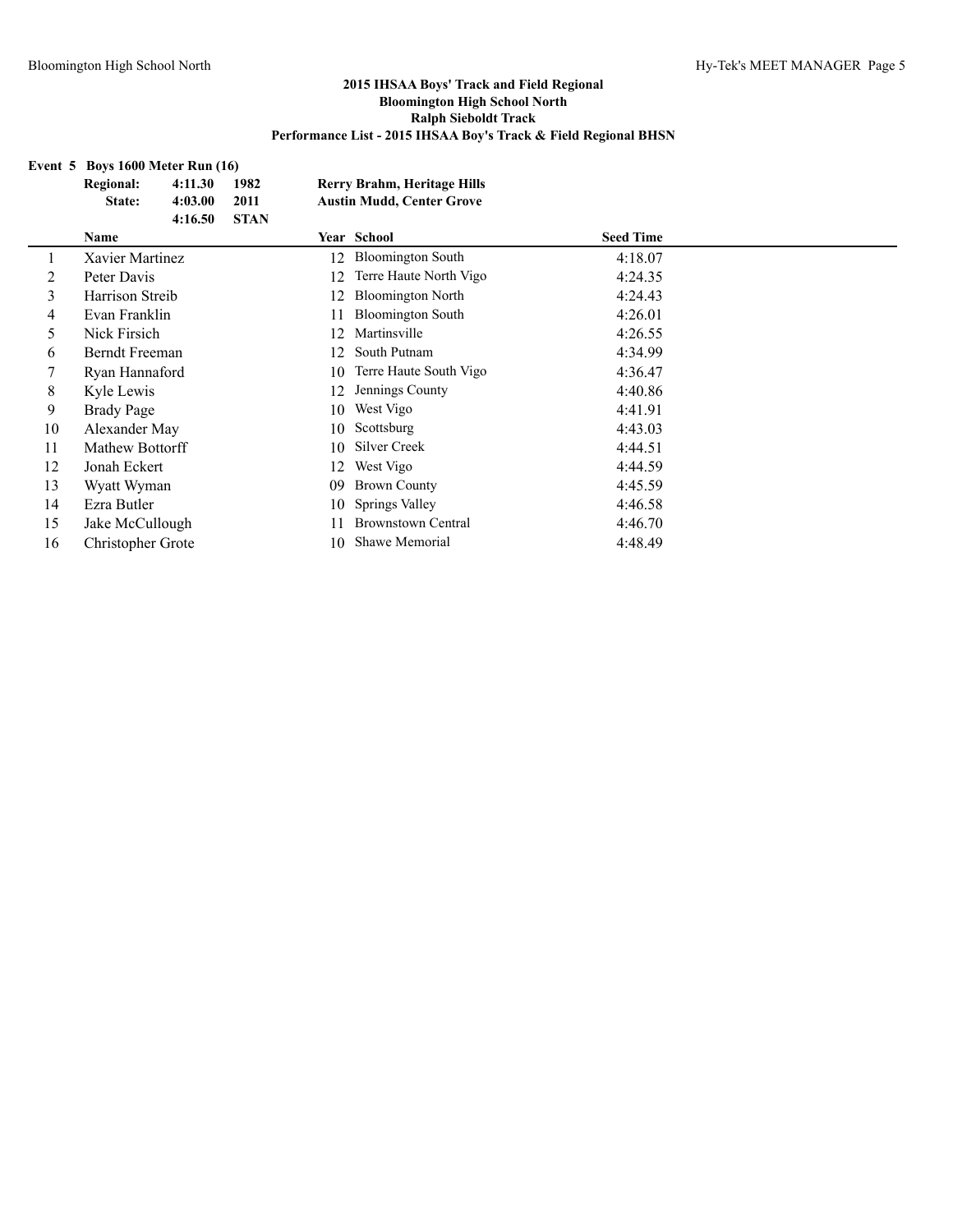## 2015 IHSAA Boys' Track and Field Regional
## Bloomington High School North
## Ralph Sieboldt Track
## Performance List - 2015 IHSAA Boy's Track & Field Regional BHSN

**Event 5 Boys 1600 Meter Run (16)**

| | | | |
|---|---|---|---|
| **Regional:** | **4:11.30** | **1982** | **Rerry Brahm, Heritage Hills** |
| **State:** | **4:03.00** | **2011** | **Austin Mudd, Center Grove** |
| | **4:16.50** | **STAN** | |

| | Name | Year | School | Seed Time |
|---|---|---|---|---|
| 1 | Xavier Martinez | 12 | Bloomington South | 4:18.07 |
| 2 | Peter Davis | 12 | Terre Haute North Vigo | 4:24.35 |
| 3 | Harrison Streib | 12 | Bloomington North | 4:24.43 |
| 4 | Evan Franklin | 11 | Bloomington South | 4:26.01 |
| 5 | Nick Firsich | 12 | Martinsville | 4:26.55 |
| 6 | Berndt Freeman | 12 | South Putnam | 4:34.99 |
| 7 | Ryan Hannaford | 10 | Terre Haute South Vigo | 4:36.47 |
| 8 | Kyle Lewis | 12 | Jennings County | 4:40.86 |
| 9 | Brady Page | 10 | West Vigo | 4:41.91 |
| 10 | Alexander May | 10 | Scottsburg | 4:43.03 |
| 11 | Mathew Bottorff | 10 | Silver Creek | 4:44.51 |
| 12 | Jonah Eckert | 12 | West Vigo | 4:44.59 |
| 13 | Wyatt Wyman | 09 | Brown County | 4:45.59 |
| 14 | Ezra Butler | 10 | Springs Valley | 4:46.58 |
| 15 | Jake McCullough | 11 | Brownstown Central | 4:46.70 |
| 16 | Christopher Grote | 10 | Shawe Memorial | 4:48.49 |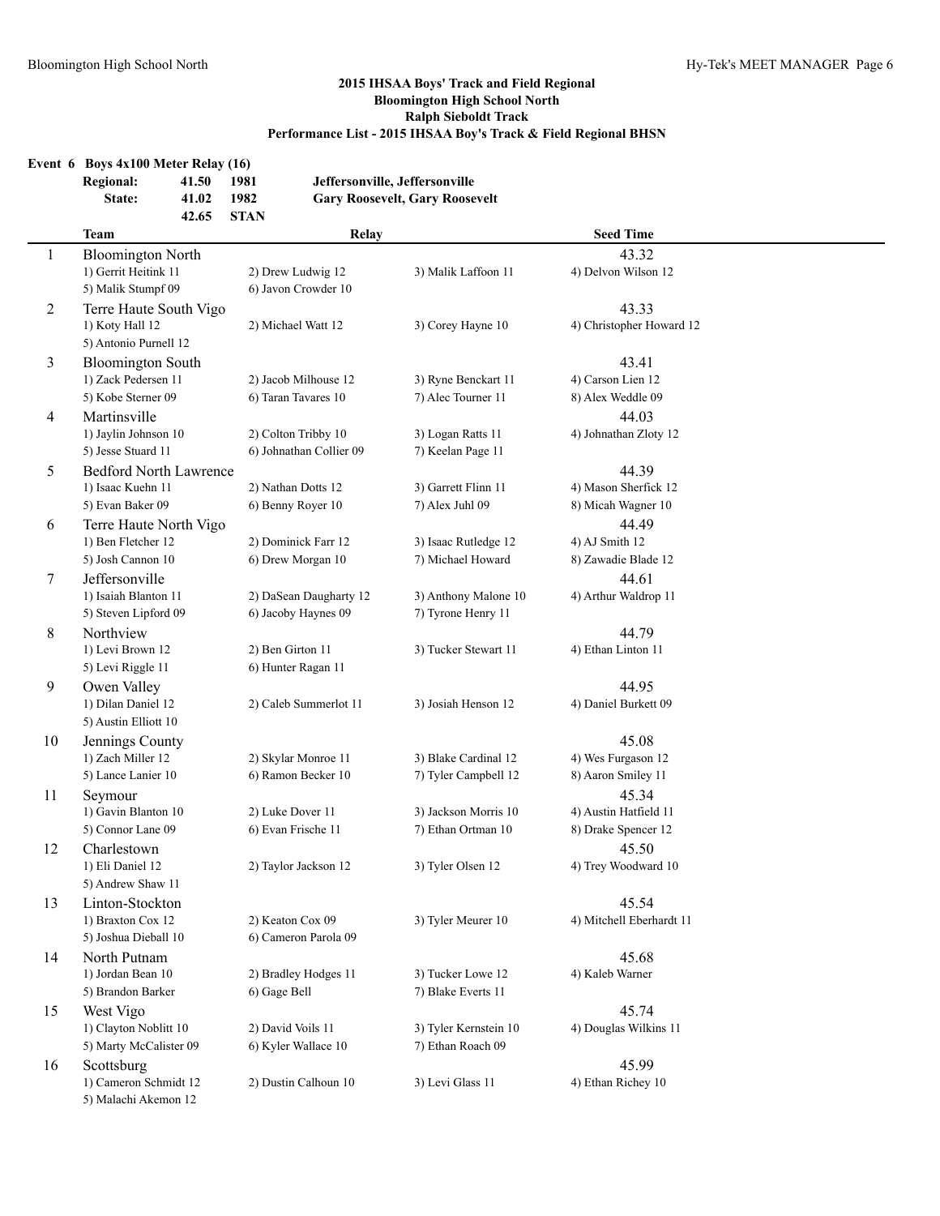## 2015 IHSAA Boys' Track and Field Regional
## Bloomington High School North
## Ralph Sieboldt Track
## Performance List - 2015 IHSAA Boy's Track & Field Regional BHSN

### Event 6 Boys 4x100 Meter Relay (16)

| | | | |
|---|---|---|---|
| Regional: | 41.50 | 1981 | Jeffersonville, Jeffersonville |
| State: | 41.02 | 1982 | Gary Roosevelt, Gary Roosevelt |
| | 42.65 | STAN | |

| | Team | Relay | | Seed Time |
|---|---|---|---|---|
| 1 | Bloomington North | | | 43.32 |
| | 1) Gerrit Heitink 11 | 2) Drew Ludwig 12 | 3) Malik Laffoon 11 | 4) Delvon Wilson 12 |
| | 5) Malik Stumpf 09 | 6) Javon Crowder 10 | | |
| 2 | Terre Haute South Vigo | | | 43.33 |
| | 1) Koty Hall 12 | 2) Michael Watt 12 | 3) Corey Hayne 10 | 4) Christopher Howard 12 |
| | 5) Antonio Purnell 12 | | | |
| 3 | Bloomington South | | | 43.41 |
| | 1) Zack Pedersen 11 | 2) Jacob Milhouse 12 | 3) Ryne Benckart 11 | 4) Carson Lien 12 |
| | 5) Kobe Sterner 09 | 6) Taran Tavares 10 | 7) Alec Tourner 11 | 8) Alex Weddle 09 |
| 4 | Martinsville | | | 44.03 |
| | 1) Jaylin Johnson 10 | 2) Colton Tribby 10 | 3) Logan Ratts 11 | 4) Johnathan Zloty 12 |
| | 5) Jesse Stuard 11 | 6) Johnathan Collier 09 | 7) Keelan Page 11 | |
| 5 | Bedford North Lawrence | | | 44.39 |
| | 1) Isaac Kuehn 11 | 2) Nathan Dotts 12 | 3) Garrett Flinn 11 | 4) Mason Sherfick 12 |
| | 5) Evan Baker 09 | 6) Benny Royer 10 | 7) Alex Juhl 09 | 8) Micah Wagner 10 |
| 6 | Terre Haute North Vigo | | | 44.49 |
| | 1) Ben Fletcher 12 | 2) Dominick Farr 12 | 3) Isaac Rutledge 12 | 4) AJ Smith 12 |
| | 5) Josh Cannon 10 | 6) Drew Morgan 10 | 7) Michael Howard | 8) Zawadie Blade 12 |
| 7 | Jeffersonville | | | 44.61 |
| | 1) Isaiah Blanton 11 | 2) DaSean Daugharty 12 | 3) Anthony Malone 10 | 4) Arthur Waldrop 11 |
| | 5) Steven Lipford 09 | 6) Jacoby Haynes 09 | 7) Tyrone Henry 11 | |
| 8 | Northview | | | 44.79 |
| | 1) Levi Brown 12 | 2) Ben Girton 11 | 3) Tucker Stewart 11 | 4) Ethan Linton 11 |
| | 5) Levi Riggle 11 | 6) Hunter Ragan 11 | | |
| 9 | Owen Valley | | | 44.95 |
| | 1) Dilan Daniel 12 | 2) Caleb Summerlot 11 | 3) Josiah Henson 12 | 4) Daniel Burkett 09 |
| | 5) Austin Elliott 10 | | | |
| 10 | Jennings County | | | 45.08 |
| | 1) Zach Miller 12 | 2) Skylar Monroe 11 | 3) Blake Cardinal 12 | 4) Wes Furgason 12 |
| | 5) Lance Lanier 10 | 6) Ramon Becker 10 | 7) Tyler Campbell 12 | 8) Aaron Smiley 11 |
| 11 | Seymour | | | 45.34 |
| | 1) Gavin Blanton 10 | 2) Luke Dover 11 | 3) Jackson Morris 10 | 4) Austin Hatfield 11 |
| | 5) Connor Lane 09 | 6) Evan Frische 11 | 7) Ethan Ortman 10 | 8) Drake Spencer 12 |
| 12 | Charlestown | | | 45.50 |
| | 1) Eli Daniel 12 | 2) Taylor Jackson 12 | 3) Tyler Olsen 12 | 4) Trey Woodward 10 |
| | 5) Andrew Shaw 11 | | | |
| 13 | Linton-Stockton | | | 45.54 |
| | 1) Braxton Cox 12 | 2) Keaton Cox 09 | 3) Tyler Meurer 10 | 4) Mitchell Eberhardt 11 |
| | 5) Joshua Dieball 10 | 6) Cameron Parola 09 | | |
| 14 | North Putnam | | | 45.68 |
| | 1) Jordan Bean 10 | 2) Bradley Hodges 11 | 3) Tucker Lowe 12 | 4) Kaleb Warner |
| | 5) Brandon Barker | 6) Gage Bell | 7) Blake Everts 11 | |
| 15 | West Vigo | | | 45.74 |
| | 1) Clayton Noblitt 10 | 2) David Voils 11 | 3) Tyler Kernstein 10 | 4) Douglas Wilkins 11 |
| | 5) Marty McCalister 09 | 6) Kyler Wallace 10 | 7) Ethan Roach 09 | |
| 16 | Scottsburg | | | 45.99 |
| | 1) Cameron Schmidt 12 | 2) Dustin Calhoun 10 | 3) Levi Glass 11 | 4) Ethan Richey 10 |
| | 5) Malachi Akemon 12 | | | |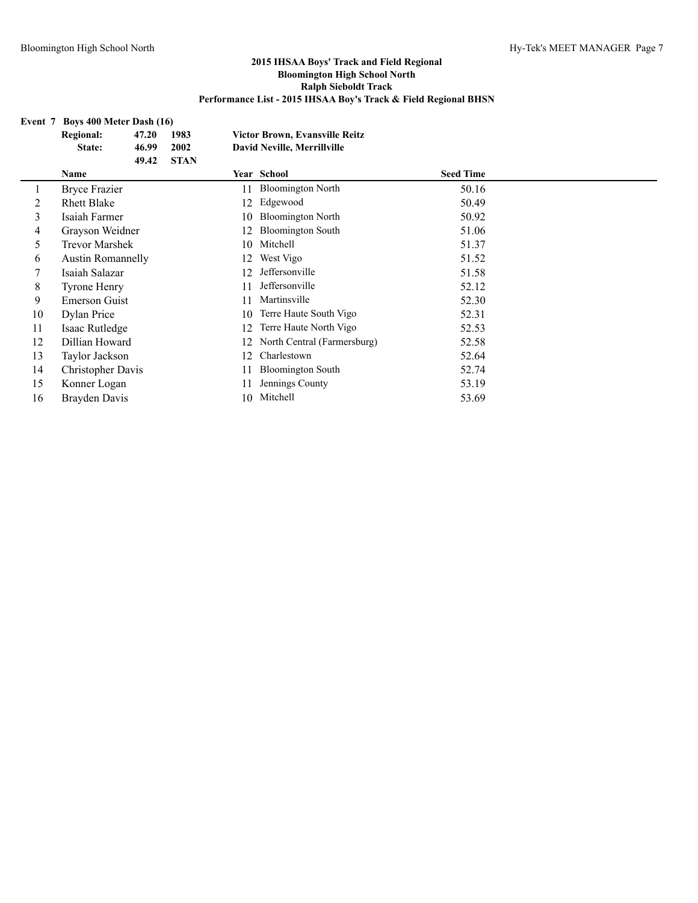# 2015 IHSAA Boys' Track and Field Regional

## Bloomington High School North

## Ralph Sieboldt Track

## Performance List - 2015 IHSAA Boy's Track & Field Regional BHSN

### Event 7 Boys 400 Meter Dash (16)

| | | | |
|---|---|---|---|
| **Regional:** | **47.20** | **1983** | **Victor Brown, Evansville Reitz** |
| **State:** | **46.99** | **2002** | **David Neville, Merrillville** |
| | **49.42** | **STAN** | |

| | Name | Year | School | Seed Time |
|---|---|---|---|---|
| 1 | Bryce Frazier | 11 | Bloomington North | 50.16 |
| 2 | Rhett Blake | 12 | Edgewood | 50.49 |
| 3 | Isaiah Farmer | 10 | Bloomington North | 50.92 |
| 4 | Grayson Weidner | 12 | Bloomington South | 51.06 |
| 5 | Trevor Marshek | 10 | Mitchell | 51.37 |
| 6 | Austin Romannelly | 12 | West Vigo | 51.52 |
| 7 | Isaiah Salazar | 12 | Jeffersonville | 51.58 |
| 8 | Tyrone Henry | 11 | Jeffersonville | 52.12 |
| 9 | Emerson Guist | 11 | Martinsville | 52.30 |
| 10 | Dylan Price | 10 | Terre Haute South Vigo | 52.31 |
| 11 | Isaac Rutledge | 12 | Terre Haute North Vigo | 52.53 |
| 12 | Dillian Howard | 12 | North Central (Farmersburg) | 52.58 |
| 13 | Taylor Jackson | 12 | Charlestown | 52.64 |
| 14 | Christopher Davis | 11 | Bloomington South | 52.74 |
| 15 | Konner Logan | 11 | Jennings County | 53.19 |
| 16 | Brayden Davis | 10 | Mitchell | 53.69 |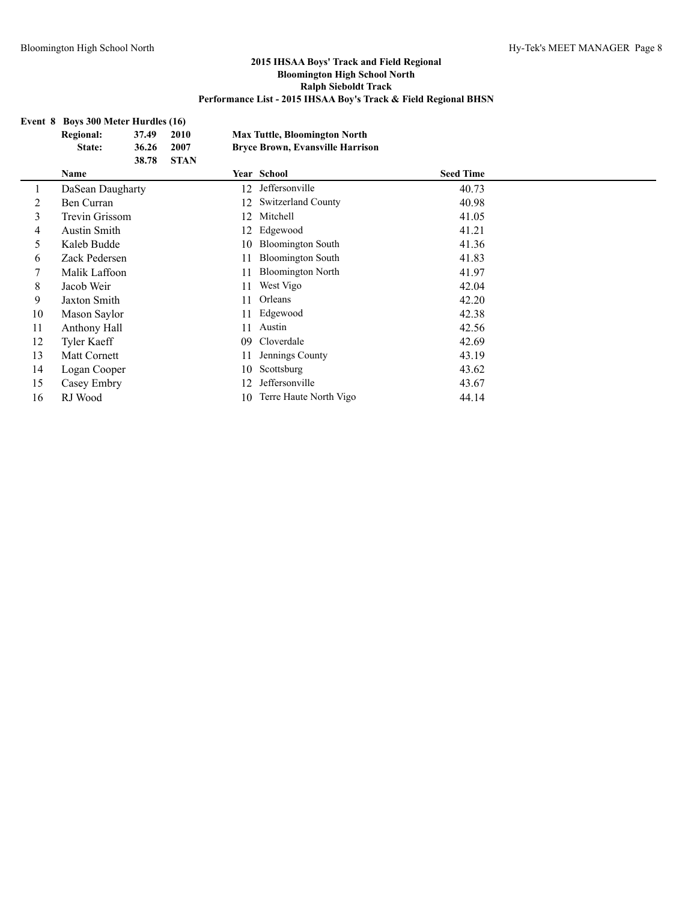# 2015 IHSAA Boys' Track and Field Regional
## Bloomington High School North
## Ralph Sieboldt Track
## Performance List - 2015 IHSAA Boy's Track & Field Regional BHSN

### Event 8 Boys 300 Meter Hurdles (16)

| | | | |
|---|---|---|---|
| **Regional:** | **37.49** | **2010** | **Max Tuttle, Bloomington North** |
| **State:** | **36.26** | **2007** | **Bryce Brown, Evansville Harrison** |
| | **38.78** | **STAN** | |

| | Name | Year | School | Seed Time |
|---|---|---|---|---|
| 1 | DaSean Daugharty | 12 | Jeffersonville | 40.73 |
| 2 | Ben Curran | 12 | Switzerland County | 40.98 |
| 3 | Trevin Grissom | 12 | Mitchell | 41.05 |
| 4 | Austin Smith | 12 | Edgewood | 41.21 |
| 5 | Kaleb Budde | 10 | Bloomington South | 41.36 |
| 6 | Zack Pedersen | 11 | Bloomington South | 41.83 |
| 7 | Malik Laffoon | 11 | Bloomington North | 41.97 |
| 8 | Jacob Weir | 11 | West Vigo | 42.04 |
| 9 | Jaxton Smith | 11 | Orleans | 42.20 |
| 10 | Mason Saylor | 11 | Edgewood | 42.38 |
| 11 | Anthony Hall | 11 | Austin | 42.56 |
| 12 | Tyler Kaeff | 09 | Cloverdale | 42.69 |
| 13 | Matt Cornett | 11 | Jennings County | 43.19 |
| 14 | Logan Cooper | 10 | Scottsburg | 43.62 |
| 15 | Casey Embry | 12 | Jeffersonville | 43.67 |
| 16 | RJ Wood | 10 | Terre Haute North Vigo | 44.14 |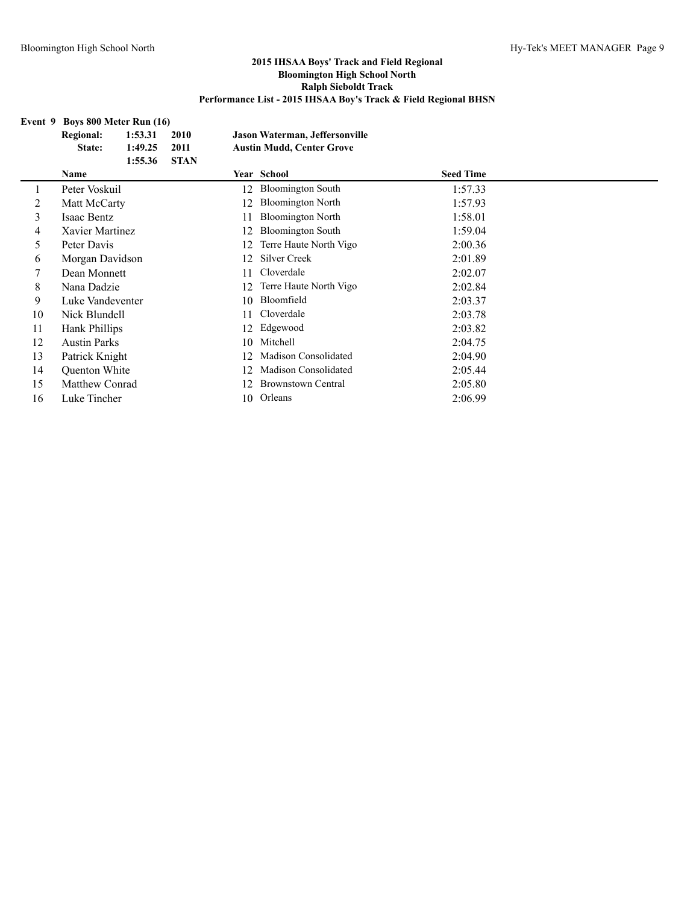## 2015 IHSAA Boys' Track and Field Regional
## Bloomington High School North
## Ralph Sieboldt Track
## Performance List - 2015 IHSAA Boy's Track & Field Regional BHSN

### Event 9 Boys 800 Meter Run (16)

| | | | |
|---|---|---|---|
| **Regional:** | **1:53.31** | **2010** | **Jason Waterman, Jeffersonville** |
| **State:** | **1:49.25** | **2011** | **Austin Mudd, Center Grove** |
| | **1:55.36** | **STAN** | |

| | Name | Year | School | Seed Time |
|---|---|---|---|---|
| 1 | Peter Voskuil | 12 | Bloomington South | 1:57.33 |
| 2 | Matt McCarty | 12 | Bloomington North | 1:57.93 |
| 3 | Isaac Bentz | 11 | Bloomington North | 1:58.01 |
| 4 | Xavier Martinez | 12 | Bloomington South | 1:59.04 |
| 5 | Peter Davis | 12 | Terre Haute North Vigo | 2:00.36 |
| 6 | Morgan Davidson | 12 | Silver Creek | 2:01.89 |
| 7 | Dean Monnett | 11 | Cloverdale | 2:02.07 |
| 8 | Nana Dadzie | 12 | Terre Haute North Vigo | 2:02.84 |
| 9 | Luke Vandeventer | 10 | Bloomfield | 2:03.37 |
| 10 | Nick Blundell | 11 | Cloverdale | 2:03.78 |
| 11 | Hank Phillips | 12 | Edgewood | 2:03.82 |
| 12 | Austin Parks | 10 | Mitchell | 2:04.75 |
| 13 | Patrick Knight | 12 | Madison Consolidated | 2:04.90 |
| 14 | Quenton White | 12 | Madison Consolidated | 2:05.44 |
| 15 | Matthew Conrad | 12 | Brownstown Central | 2:05.80 |
| 16 | Luke Tincher | 10 | Orleans | 2:06.99 |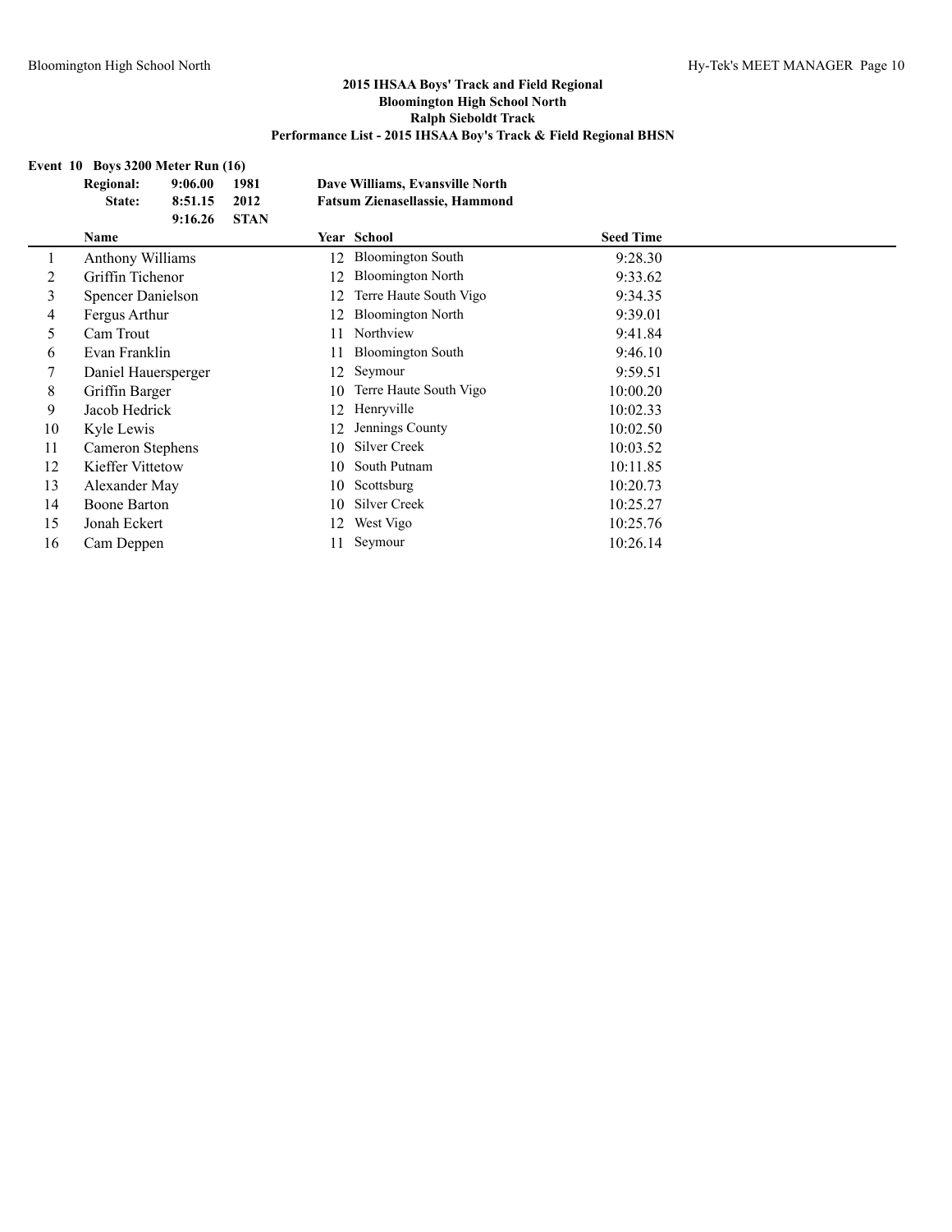## 2015 IHSAA Boys' Track and Field Regional
### Bloomington High School North
### Ralph Sieboldt Track
### Performance List - 2015 IHSAA Boy's Track & Field Regional BHSN

**Event 10 Boys 3200 Meter Run (16)**

| | | | |
|---|---|---|---|
| **Regional:** | **9:06.00** | **1981** | **Dave Williams, Evansville North** |
| **State:** | **8:51.15** | **2012** | **Fatsum Zienasellassie, Hammond** |
| | **9:16.26** | **STAN** | |

| | Name | Year | School | Seed Time |
|---|---|---|---|---|
| 1 | Anthony Williams | 12 | Bloomington South | 9:28.30 |
| 2 | Griffin Tichenor | 12 | Bloomington North | 9:33.62 |
| 3 | Spencer Danielson | 12 | Terre Haute South Vigo | 9:34.35 |
| 4 | Fergus Arthur | 12 | Bloomington North | 9:39.01 |
| 5 | Cam Trout | 11 | Northview | 9:41.84 |
| 6 | Evan Franklin | 11 | Bloomington South | 9:46.10 |
| 7 | Daniel Hauersperger | 12 | Seymour | 9:59.51 |
| 8 | Griffin Barger | 10 | Terre Haute South Vigo | 10:00.20 |
| 9 | Jacob Hedrick | 12 | Henryville | 10:02.33 |
| 10 | Kyle Lewis | 12 | Jennings County | 10:02.50 |
| 11 | Cameron Stephens | 10 | Silver Creek | 10:03.52 |
| 12 | Kieffer Vittetow | 10 | South Putnam | 10:11.85 |
| 13 | Alexander May | 10 | Scottsburg | 10:20.73 |
| 14 | Boone Barton | 10 | Silver Creek | 10:25.27 |
| 15 | Jonah Eckert | 12 | West Vigo | 10:25.76 |
| 16 | Cam Deppen | 11 | Seymour | 10:26.14 |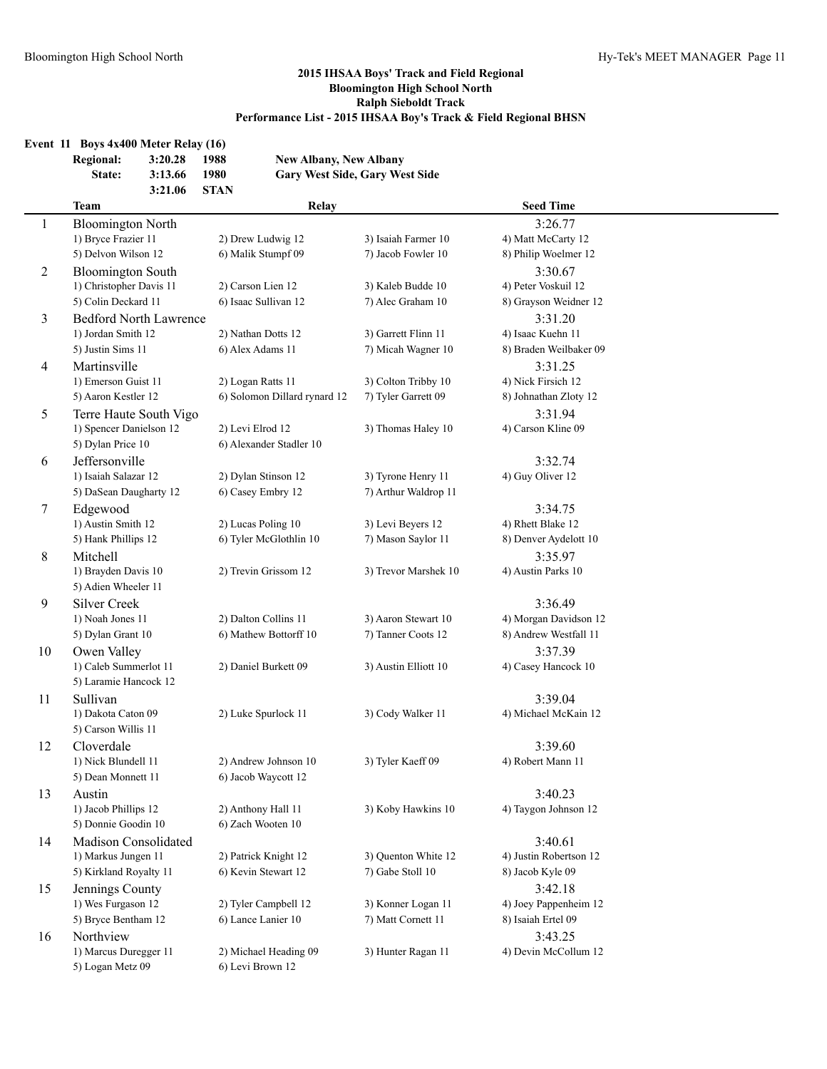## 2015 IHSAA Boys' Track and Field Regional
## Bloomington High School North
## Ralph Sieboldt Track
## Performance List - 2015 IHSAA Boy's Track & Field Regional BHSN

### Event 11 Boys 4x400 Meter Relay (16)

| | | | |
|---|---|---|---|
| Regional: | 3:20.28 | 1988 | New Albany, New Albany |
| State: | 3:13.66 | 1980 | Gary West Side, Gary West Side |
| | 3:21.06 | STAN | |

| | Team | Relay | | | Seed Time |
|---|---|---|---|---|---|
| 1 | Bloomington North | | | | 3:26.77 |
| | 1) Bryce Frazier 11 | 2) Drew Ludwig 12 | 3) Isaiah Farmer 10 | 4) Matt McCarty 12 | |
| | 5) Delvon Wilson 12 | 6) Malik Stumpf 09 | 7) Jacob Fowler 10 | 8) Philip Woelmer 12 | |
| 2 | Bloomington South | | | | 3:30.67 |
| | 1) Christopher Davis 11 | 2) Carson Lien 12 | 3) Kaleb Budde 10 | 4) Peter Voskuil 12 | |
| | 5) Colin Deckard 11 | 6) Isaac Sullivan 12 | 7) Alec Graham 10 | 8) Grayson Weidner 12 | |
| 3 | Bedford North Lawrence | | | | 3:31.20 |
| | 1) Jordan Smith 12 | 2) Nathan Dotts 12 | 3) Garrett Flinn 11 | 4) Isaac Kuehn 11 | |
| | 5) Justin Sims 11 | 6) Alex Adams 11 | 7) Micah Wagner 10 | 8) Braden Weilbaker 09 | |
| 4 | Martinsville | | | | 3:31.25 |
| | 1) Emerson Guist 11 | 2) Logan Ratts 11 | 3) Colton Tribby 10 | 4) Nick Firsich 12 | |
| | 5) Aaron Kestler 12 | 6) Solomon Dillard rynard 12 | 7) Tyler Garrett 09 | 8) Johnathan Zloty 12 | |
| 5 | Terre Haute South Vigo | | | | 3:31.94 |
| | 1) Spencer Danielson 12 | 2) Levi Elrod 12 | 3) Thomas Haley 10 | 4) Carson Kline 09 | |
| | 5) Dylan Price 10 | 6) Alexander Stadler 10 | | | |
| 6 | Jeffersonville | | | | 3:32.74 |
| | 1) Isaiah Salazar 12 | 2) Dylan Stinson 12 | 3) Tyrone Henry 11 | 4) Guy Oliver 12 | |
| | 5) DaSean Daugharty 12 | 6) Casey Embry 12 | 7) Arthur Waldrop 11 | | |
| 7 | Edgewood | | | | 3:34.75 |
| | 1) Austin Smith 12 | 2) Lucas Poling 10 | 3) Levi Beyers 12 | 4) Rhett Blake 12 | |
| | 5) Hank Phillips 12 | 6) Tyler McGlothlin 10 | 7) Mason Saylor 11 | 8) Denver Aydelott 10 | |
| 8 | Mitchell | | | | 3:35.97 |
| | 1) Brayden Davis 10 | 2) Trevin Grissom 12 | 3) Trevor Marshek 10 | 4) Austin Parks 10 | |
| | 5) Adien Wheeler 11 | | | | |
| 9 | Silver Creek | | | | 3:36.49 |
| | 1) Noah Jones 11 | 2) Dalton Collins 11 | 3) Aaron Stewart 10 | 4) Morgan Davidson 12 | |
| | 5) Dylan Grant 10 | 6) Mathew Bottorff 10 | 7) Tanner Coots 12 | 8) Andrew Westfall 11 | |
| 10 | Owen Valley | | | | 3:37.39 |
| | 1) Caleb Summerlot 11 | 2) Daniel Burkett 09 | 3) Austin Elliott 10 | 4) Casey Hancock 10 | |
| | 5) Laramie Hancock 12 | | | | |
| 11 | Sullivan | | | | 3:39.04 |
| | 1) Dakota Caton 09 | 2) Luke Spurlock 11 | 3) Cody Walker 11 | 4) Michael McKain 12 | |
| | 5) Carson Willis 11 | | | | |
| 12 | Cloverdale | | | | 3:39.60 |
| | 1) Nick Blundell 11 | 2) Andrew Johnson 10 | 3) Tyler Kaeff 09 | 4) Robert Mann 11 | |
| | 5) Dean Monnett 11 | 6) Jacob Waycott 12 | | | |
| 13 | Austin | | | | 3:40.23 |
| | 1) Jacob Phillips 12 | 2) Anthony Hall 11 | 3) Koby Hawkins 10 | 4) Taygon Johnson 12 | |
| | 5) Donnie Goodin 10 | 6) Zach Wooten 10 | | | |
| 14 | Madison Consolidated | | | | 3:40.61 |
| | 1) Markus Jungen 11 | 2) Patrick Knight 12 | 3) Quenton White 12 | 4) Justin Robertson 12 | |
| | 5) Kirkland Royalty 11 | 6) Kevin Stewart 12 | 7) Gabe Stoll 10 | 8) Jacob Kyle 09 | |
| 15 | Jennings County | | | | 3:42.18 |
| | 1) Wes Furgason 12 | 2) Tyler Campbell 12 | 3) Konner Logan 11 | 4) Joey Pappenheim 12 | |
| | 5) Bryce Bentham 12 | 6) Lance Lanier 10 | 7) Matt Cornett 11 | 8) Isaiah Ertel 09 | |
| 16 | Northview | | | | 3:43.25 |
| | 1) Marcus Duregger 11 | 2) Michael Heading 09 | 3) Hunter Ragan 11 | 4) Devin McCollum 12 | |
| | 5) Logan Metz 09 | 6) Levi Brown 12 | | | |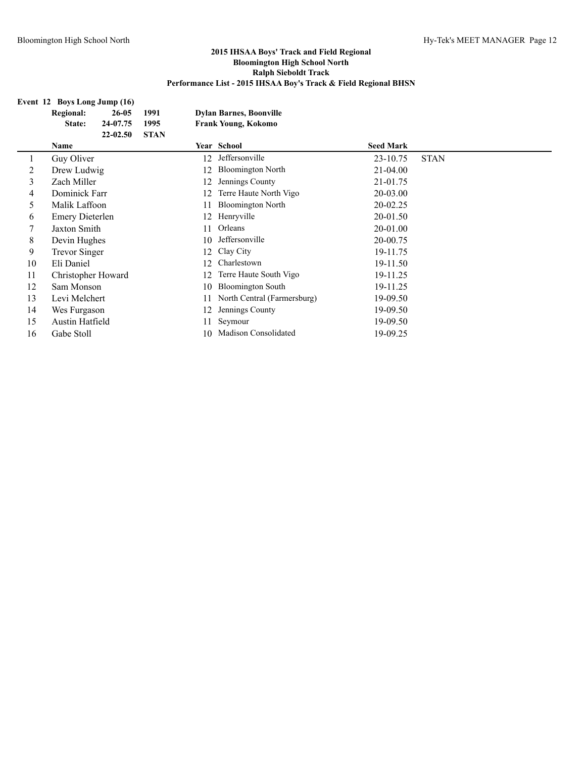## 2015 IHSAA Boys' Track and Field Regional
### Bloomington High School North
### Ralph Sieboldt Track
### Performance List - 2015 IHSAA Boy's Track & Field Regional BHSN

**Event 12 Boys Long Jump (16)**

| | | | |
|---|---|---|---|
| **Regional:** | **26-05** | **1991** | **Dylan Barnes, Boonville** |
| **State:** | **24-07.75** | **1995** | **Frank Young, Kokomo** |
| | **22-02.50** | **STAN** | |

| | Name | Year | School | Seed Mark | |
|---|---|---|---|---|---|
| 1 | Guy Oliver | 12 | Jeffersonville | 23-10.75 | STAN |
| 2 | Drew Ludwig | 12 | Bloomington North | 21-04.00 | |
| 3 | Zach Miller | 12 | Jennings County | 21-01.75 | |
| 4 | Dominick Farr | 12 | Terre Haute North Vigo | 20-03.00 | |
| 5 | Malik Laffoon | 11 | Bloomington North | 20-02.25 | |
| 6 | Emery Dieterlen | 12 | Henryville | 20-01.50 | |
| 7 | Jaxton Smith | 11 | Orleans | 20-01.00 | |
| 8 | Devin Hughes | 10 | Jeffersonville | 20-00.75 | |
| 9 | Trevor Singer | 12 | Clay City | 19-11.75 | |
| 10 | Eli Daniel | 12 | Charlestown | 19-11.50 | |
| 11 | Christopher Howard | 12 | Terre Haute South Vigo | 19-11.25 | |
| 12 | Sam Monson | 10 | Bloomington South | 19-11.25 | |
| 13 | Levi Melchert | 11 | North Central (Farmersburg) | 19-09.50 | |
| 14 | Wes Furgason | 12 | Jennings County | 19-09.50 | |
| 15 | Austin Hatfield | 11 | Seymour | 19-09.50 | |
| 16 | Gabe Stoll | 10 | Madison Consolidated | 19-09.25 | |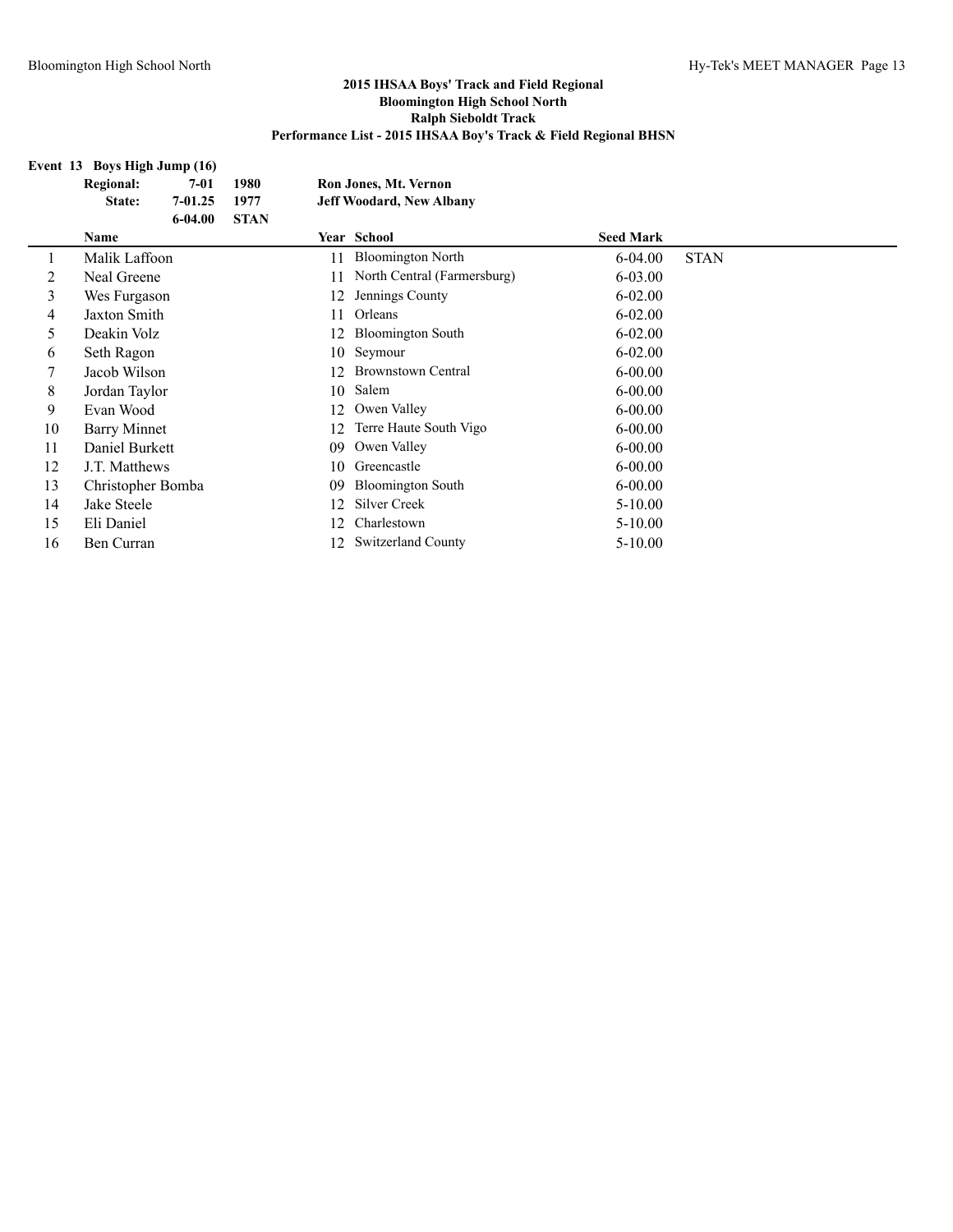## 2015 IHSAA Boys' Track and Field Regional
## Bloomington High School North
## Ralph Sieboldt Track
## Performance List - 2015 IHSAA Boy's Track & Field Regional BHSN

**Event 13 Boys High Jump (16)**

| | | | |
|---|---|---|---|
| **Regional:** | **7-01** | **1980** | **Ron Jones, Mt. Vernon** |
| **State:** | **7-01.25** | **1977** | **Jeff Woodard, New Albany** |
| | **6-04.00** | **STAN** | |

| | Name | Year | School | Seed Mark | |
|---|---|---|---|---|---|
| 1 | Malik Laffoon | 11 | Bloomington North | 6-04.00 | STAN |
| 2 | Neal Greene | 11 | North Central (Farmersburg) | 6-03.00 | |
| 3 | Wes Furgason | 12 | Jennings County | 6-02.00 | |
| 4 | Jaxton Smith | 11 | Orleans | 6-02.00 | |
| 5 | Deakin Volz | 12 | Bloomington South | 6-02.00 | |
| 6 | Seth Ragon | 10 | Seymour | 6-02.00 | |
| 7 | Jacob Wilson | 12 | Brownstown Central | 6-00.00 | |
| 8 | Jordan Taylor | 10 | Salem | 6-00.00 | |
| 9 | Evan Wood | 12 | Owen Valley | 6-00.00 | |
| 10 | Barry Minnet | 12 | Terre Haute South Vigo | 6-00.00 | |
| 11 | Daniel Burkett | 09 | Owen Valley | 6-00.00 | |
| 12 | J.T. Matthews | 10 | Greencastle | 6-00.00 | |
| 13 | Christopher Bomba | 09 | Bloomington South | 6-00.00 | |
| 14 | Jake Steele | 12 | Silver Creek | 5-10.00 | |
| 15 | Eli Daniel | 12 | Charlestown | 5-10.00 | |
| 16 | Ben Curran | 12 | Switzerland County | 5-10.00 | |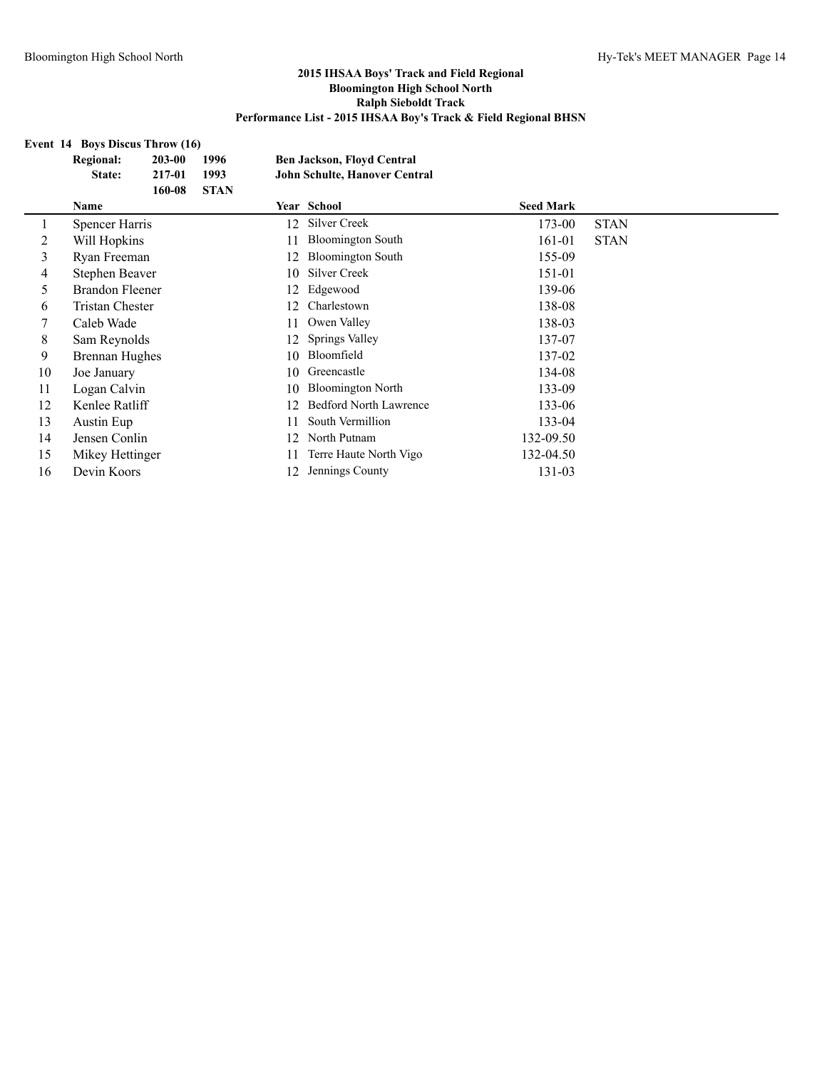## 2015 IHSAA Boys' Track and Field Regional
## Bloomington High School North
## Ralph Sieboldt Track
## Performance List - 2015 IHSAA Boy's Track & Field Regional BHSN

**Event 14 Boys Discus Throw (16)**

| | | | |
|---|---|---|---|
| **Regional:** | **203-00** | **1996** | **Ben Jackson, Floyd Central** |
| **State:** | **217-01** | **1993** | **John Schulte, Hanover Central** |
| | **160-08** | **STAN** | |

| | Name | Year | School | Seed Mark | |
|---|---|---|---|---|---|
| 1 | Spencer Harris | 12 | Silver Creek | 173-00 | STAN |
| 2 | Will Hopkins | 11 | Bloomington South | 161-01 | STAN |
| 3 | Ryan Freeman | 12 | Bloomington South | 155-09 | |
| 4 | Stephen Beaver | 10 | Silver Creek | 151-01 | |
| 5 | Brandon Fleener | 12 | Edgewood | 139-06 | |
| 6 | Tristan Chester | 12 | Charlestown | 138-08 | |
| 7 | Caleb Wade | 11 | Owen Valley | 138-03 | |
| 8 | Sam Reynolds | 12 | Springs Valley | 137-07 | |
| 9 | Brennan Hughes | 10 | Bloomfield | 137-02 | |
| 10 | Joe January | 10 | Greencastle | 134-08 | |
| 11 | Logan Calvin | 10 | Bloomington North | 133-09 | |
| 12 | Kenlee Ratliff | 12 | Bedford North Lawrence | 133-06 | |
| 13 | Austin Eup | 11 | South Vermillion | 133-04 | |
| 14 | Jensen Conlin | 12 | North Putnam | 132-09.50 | |
| 15 | Mikey Hettinger | 11 | Terre Haute North Vigo | 132-04.50 | |
| 16 | Devin Koors | 12 | Jennings County | 131-03 | |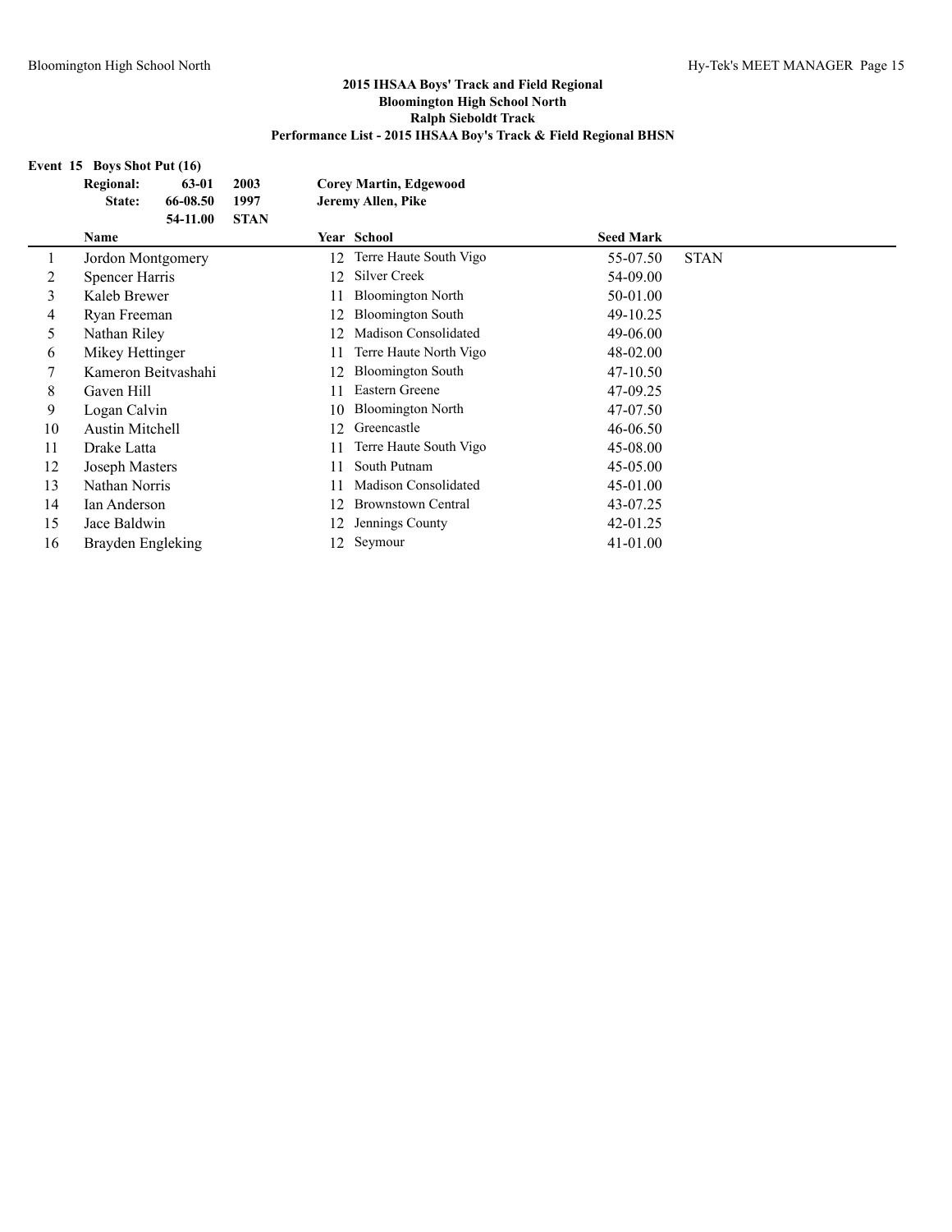## 2015 IHSAA Boys' Track and Field Regional
## Bloomington High School North
## Ralph Sieboldt Track
## Performance List - 2015 IHSAA Boy's Track & Field Regional BHSN

### Event 15 Boys Shot Put (16)

| | | | |
|---|---|---|---|
| **Regional:** | **63-01** | **2003** | **Corey Martin, Edgewood** |
| **State:** | **66-08.50** | **1997** | **Jeremy Allen, Pike** |
| | **54-11.00** | **STAN** | |

| | Name | Year | School | Seed Mark | |
|---|---|---|---|---|---|
| 1 | Jordon Montgomery | 12 | Terre Haute South Vigo | 55-07.50 | STAN |
| 2 | Spencer Harris | 12 | Silver Creek | 54-09.00 | |
| 3 | Kaleb Brewer | 11 | Bloomington North | 50-01.00 | |
| 4 | Ryan Freeman | 12 | Bloomington South | 49-10.25 | |
| 5 | Nathan Riley | 12 | Madison Consolidated | 49-06.00 | |
| 6 | Mikey Hettinger | 11 | Terre Haute North Vigo | 48-02.00 | |
| 7 | Kameron Beitvashahi | 12 | Bloomington South | 47-10.50 | |
| 8 | Gaven Hill | 11 | Eastern Greene | 47-09.25 | |
| 9 | Logan Calvin | 10 | Bloomington North | 47-07.50 | |
| 10 | Austin Mitchell | 12 | Greencastle | 46-06.50 | |
| 11 | Drake Latta | 11 | Terre Haute South Vigo | 45-08.00 | |
| 12 | Joseph Masters | 11 | South Putnam | 45-05.00 | |
| 13 | Nathan Norris | 11 | Madison Consolidated | 45-01.00 | |
| 14 | Ian Anderson | 12 | Brownstown Central | 43-07.25 | |
| 15 | Jace Baldwin | 12 | Jennings County | 42-01.25 | |
| 16 | Brayden Engleking | 12 | Seymour | 41-01.00 | |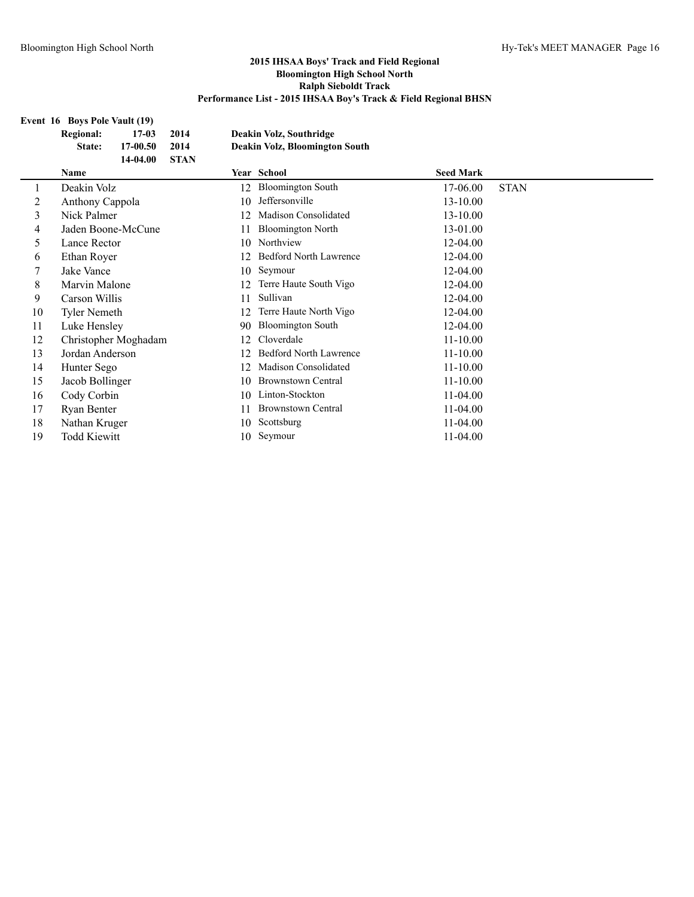## 2015 IHSAA Boys' Track and Field Regional
## Bloomington High School North
## Ralph Sieboldt Track
## Performance List - 2015 IHSAA Boy's Track & Field Regional BHSN

### Event 16 Boys Pole Vault (19)

| | | | |
|---|---|---|---|
| Regional: | 17-03 | 2014 | Deakin Volz, Southridge |
| State: | 17-00.50 | 2014 | Deakin Volz, Bloomington South |
| | 14-04.00 | STAN | |

| | Name | Year | School | Seed Mark | |
|---|---|---|---|---|---|
| 1 | Deakin Volz | 12 | Bloomington South | 17-06.00 | STAN |
| 2 | Anthony Cappola | 10 | Jeffersonville | 13-10.00 | |
| 3 | Nick Palmer | 12 | Madison Consolidated | 13-10.00 | |
| 4 | Jaden Boone-McCune | 11 | Bloomington North | 13-01.00 | |
| 5 | Lance Rector | 10 | Northview | 12-04.00 | |
| 6 | Ethan Royer | 12 | Bedford North Lawrence | 12-04.00 | |
| 7 | Jake Vance | 10 | Seymour | 12-04.00 | |
| 8 | Marvin Malone | 12 | Terre Haute South Vigo | 12-04.00 | |
| 9 | Carson Willis | 11 | Sullivan | 12-04.00 | |
| 10 | Tyler Nemeth | 12 | Terre Haute North Vigo | 12-04.00 | |
| 11 | Luke Hensley | 90 | Bloomington South | 12-04.00 | |
| 12 | Christopher Moghadam | 12 | Cloverdale | 11-10.00 | |
| 13 | Jordan Anderson | 12 | Bedford North Lawrence | 11-10.00 | |
| 14 | Hunter Sego | 12 | Madison Consolidated | 11-10.00 | |
| 15 | Jacob Bollinger | 10 | Brownstown Central | 11-10.00 | |
| 16 | Cody Corbin | 10 | Linton-Stockton | 11-04.00 | |
| 17 | Ryan Benter | 11 | Brownstown Central | 11-04.00 | |
| 18 | Nathan Kruger | 10 | Scottsburg | 11-04.00 | |
| 19 | Todd Kiewitt | 10 | Seymour | 11-04.00 | |